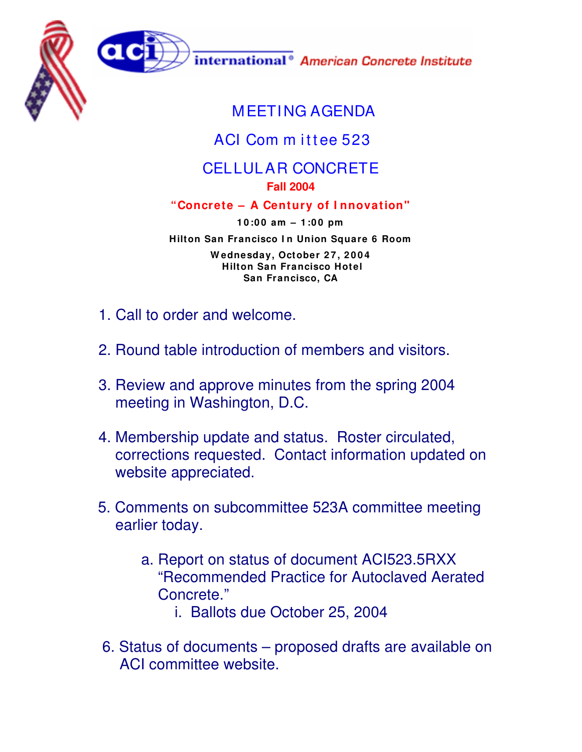aci international® American Concrete Institute

# MEETING AGENDA

## ACI Committee 523

## CELLULAR CONCRETE

**Fall 2004**

**"Concrete – A Century of Innovation"**

**10:00 am – 1:00 pm**

**Hilton San Francisco In Union Square 6 Room**

**Wednesday, October 27, 2004**
**Hilton San Francisco Hotel**
**San Francisco, CA**

1. Call to order and welcome.

2. Round table introduction of members and visitors.

3. Review and approve minutes from the spring 2004 meeting in Washington, D.C.

4. Membership update and status. Roster circulated, corrections requested. Contact information updated on website appreciated.

5. Comments on subcommittee 523A committee meeting earlier today.

   a. Report on status of document ACI523.5RXX "Recommended Practice for Autoclaved Aerated Concrete."

      i. Ballots due October 25, 2004

6. Status of documents – proposed drafts are available on ACI committee website.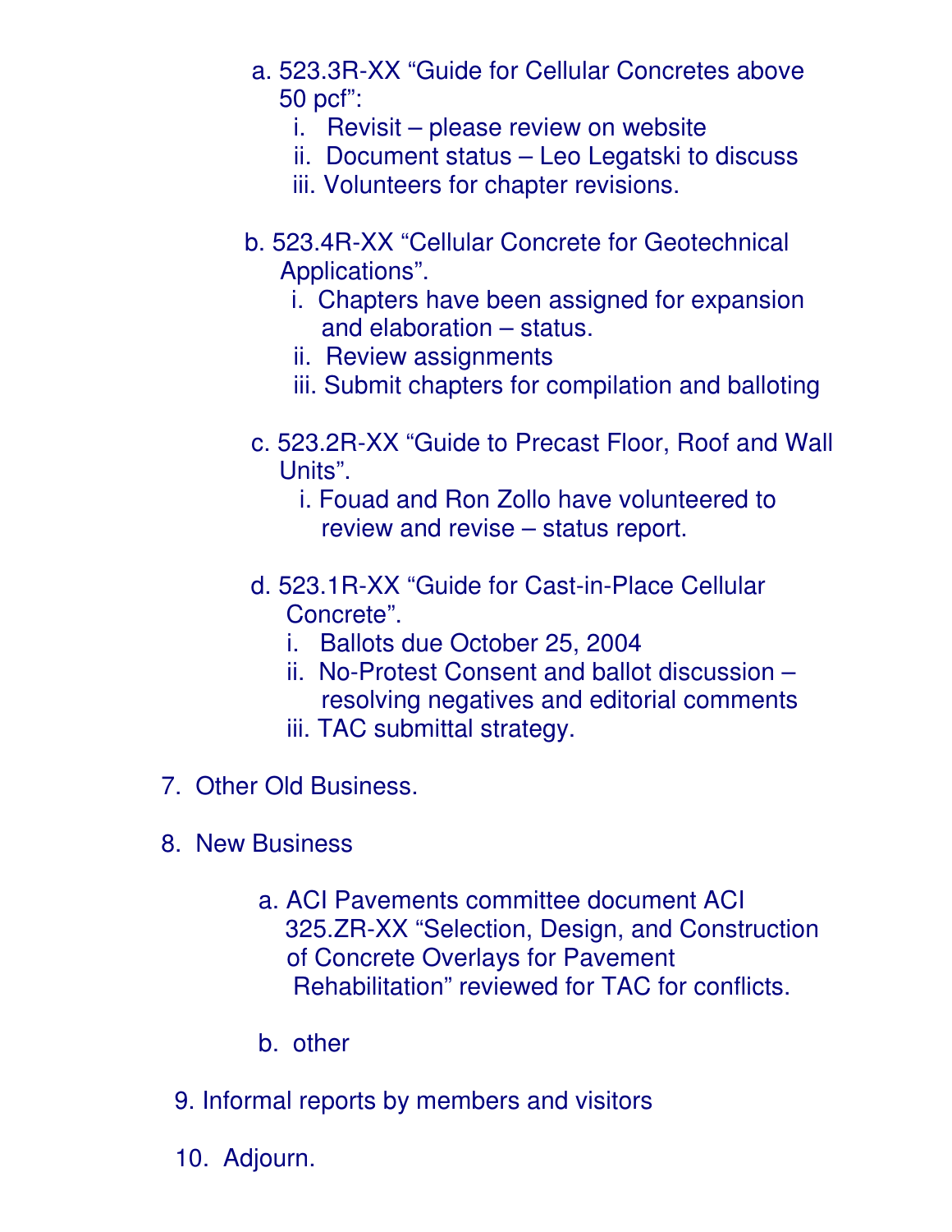a. 523.3R-XX "Guide for Cellular Concretes above 50 pcf":
   i. Revisit – please review on website
   ii. Document status – Leo Legatski to discuss
   iii. Volunteers for chapter revisions.

b. 523.4R-XX "Cellular Concrete for Geotechnical Applications".
   i. Chapters have been assigned for expansion and elaboration – status.
   ii. Review assignments
   iii. Submit chapters for compilation and balloting

c. 523.2R-XX "Guide to Precast Floor, Roof and Wall Units".
   i. Fouad and Ron Zollo have volunteered to review and revise – status report.

d. 523.1R-XX "Guide for Cast-in-Place Cellular Concrete".
   i. Ballots due October 25, 2004
   ii. No-Protest Consent and ballot discussion – resolving negatives and editorial comments
   iii. TAC submittal strategy.

7. Other Old Business.

8. New Business

   a. ACI Pavements committee document ACI 325.ZR-XX "Selection, Design, and Construction of Concrete Overlays for Pavement Rehabilitation" reviewed for TAC for conflicts.

   b. other

9. Informal reports by members and visitors

10. Adjourn.